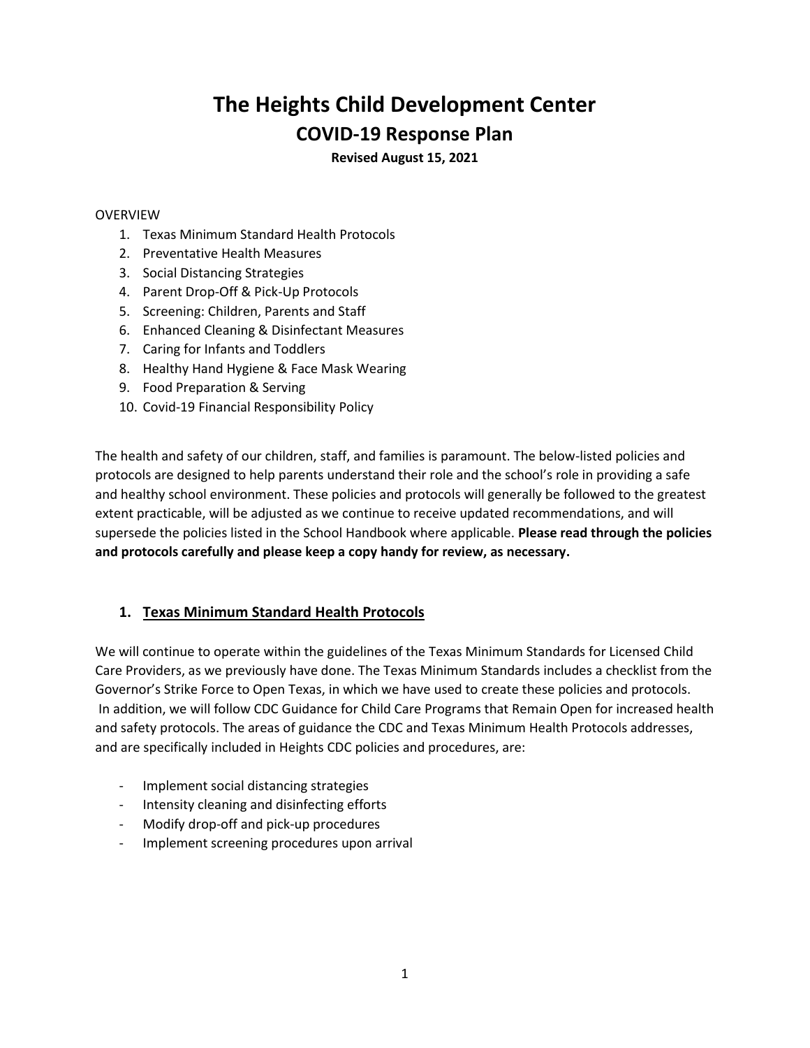# The Heights Child Development Center

## COVID-19 Response Plan

**Revised August 15, 2021**

OVERVIEW

1. Texas Minimum Standard Health Protocols
2. Preventative Health Measures
3. Social Distancing Strategies
4. Parent Drop-Off & Pick-Up Protocols
5. Screening: Children, Parents and Staff
6. Enhanced Cleaning & Disinfectant Measures
7. Caring for Infants and Toddlers
8. Healthy Hand Hygiene & Face Mask Wearing
9. Food Preparation & Serving
10. Covid-19 Financial Responsibility Policy

The health and safety of our children, staff, and families is paramount. The below-listed policies and protocols are designed to help parents understand their role and the school's role in providing a safe and healthy school environment. These policies and protocols will generally be followed to the greatest extent practicable, will be adjusted as we continue to receive updated recommendations, and will supersede the policies listed in the School Handbook where applicable. **Please read through the policies and protocols carefully and please keep a copy handy for review, as necessary.**

### 1. Texas Minimum Standard Health Protocols

We will continue to operate within the guidelines of the Texas Minimum Standards for Licensed Child Care Providers, as we previously have done. The Texas Minimum Standards includes a checklist from the Governor's Strike Force to Open Texas, in which we have used to create these policies and protocols. In addition, we will follow CDC Guidance for Child Care Programs that Remain Open for increased health and safety protocols. The areas of guidance the CDC and Texas Minimum Health Protocols addresses, and are specifically included in Heights CDC policies and procedures, are:

- Implement social distancing strategies
- Intensity cleaning and disinfecting efforts
- Modify drop-off and pick-up procedures
- Implement screening procedures upon arrival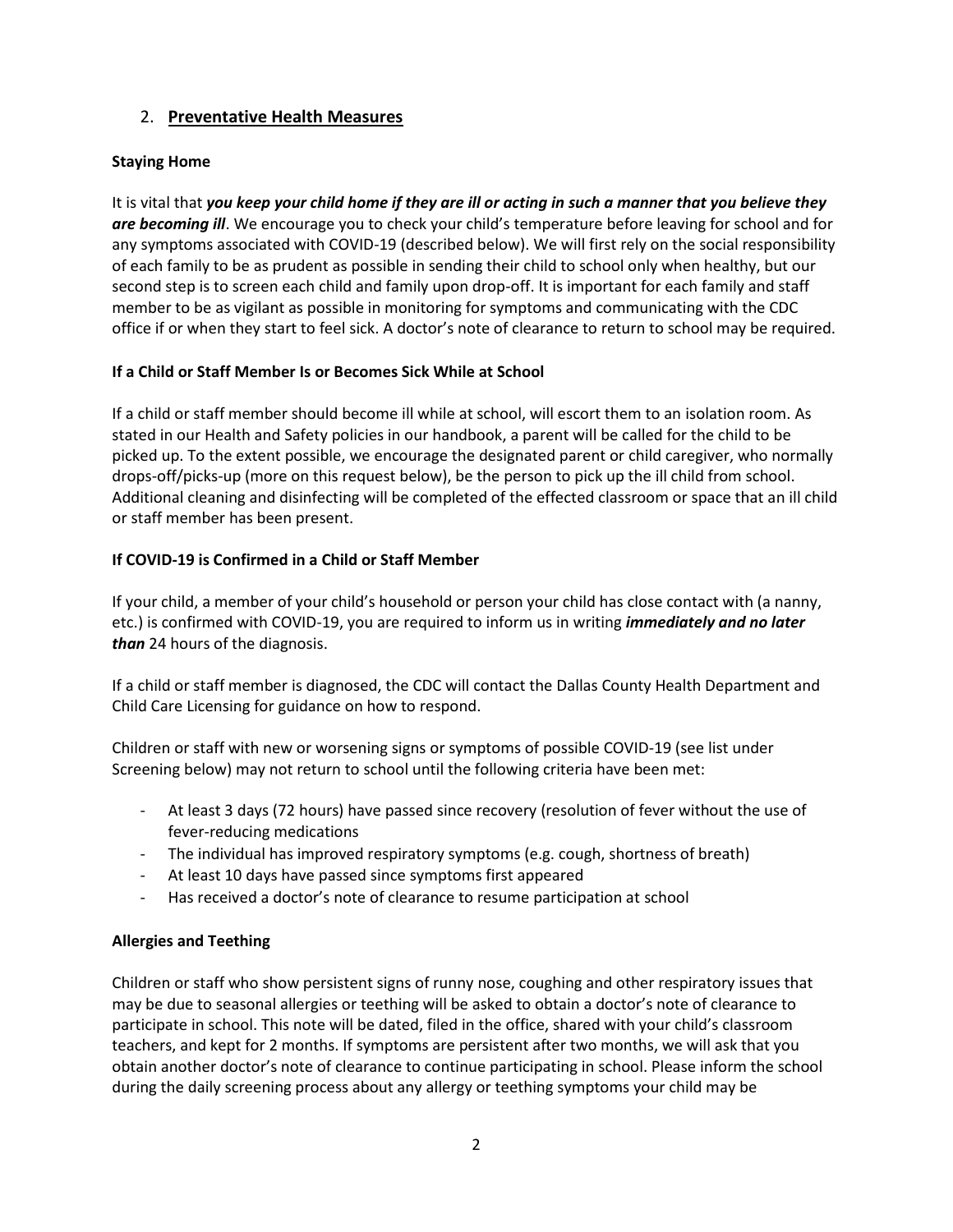## 2. **Preventative Health Measures**

**Staying Home**

It is vital that ***you keep your child home if they are ill or acting in such a manner that you believe they are becoming ill***. We encourage you to check your child's temperature before leaving for school and for any symptoms associated with COVID-19 (described below). We will first rely on the social responsibility of each family to be as prudent as possible in sending their child to school only when healthy, but our second step is to screen each child and family upon drop-off. It is important for each family and staff member to be as vigilant as possible in monitoring for symptoms and communicating with the CDC office if or when they start to feel sick. A doctor's note of clearance to return to school may be required.

**If a Child or Staff Member Is or Becomes Sick While at School**

If a child or staff member should become ill while at school, will escort them to an isolation room. As stated in our Health and Safety policies in our handbook, a parent will be called for the child to be picked up. To the extent possible, we encourage the designated parent or child caregiver, who normally drops-off/picks-up (more on this request below), be the person to pick up the ill child from school. Additional cleaning and disinfecting will be completed of the effected classroom or space that an ill child or staff member has been present.

**If COVID-19 is Confirmed in a Child or Staff Member**

If your child, a member of your child's household or person your child has close contact with (a nanny, etc.) is confirmed with COVID-19, you are required to inform us in writing ***immediately and no later than*** 24 hours of the diagnosis.

If a child or staff member is diagnosed, the CDC will contact the Dallas County Health Department and Child Care Licensing for guidance on how to respond.

Children or staff with new or worsening signs or symptoms of possible COVID-19 (see list under Screening below) may not return to school until the following criteria have been met:

- At least 3 days (72 hours) have passed since recovery (resolution of fever without the use of fever-reducing medications
- The individual has improved respiratory symptoms (e.g. cough, shortness of breath)
- At least 10 days have passed since symptoms first appeared
- Has received a doctor's note of clearance to resume participation at school

**Allergies and Teething**

Children or staff who show persistent signs of runny nose, coughing and other respiratory issues that may be due to seasonal allergies or teething will be asked to obtain a doctor's note of clearance to participate in school. This note will be dated, filed in the office, shared with your child's classroom teachers, and kept for 2 months. If symptoms are persistent after two months, we will ask that you obtain another doctor's note of clearance to continue participating in school. Please inform the school during the daily screening process about any allergy or teething symptoms your child may be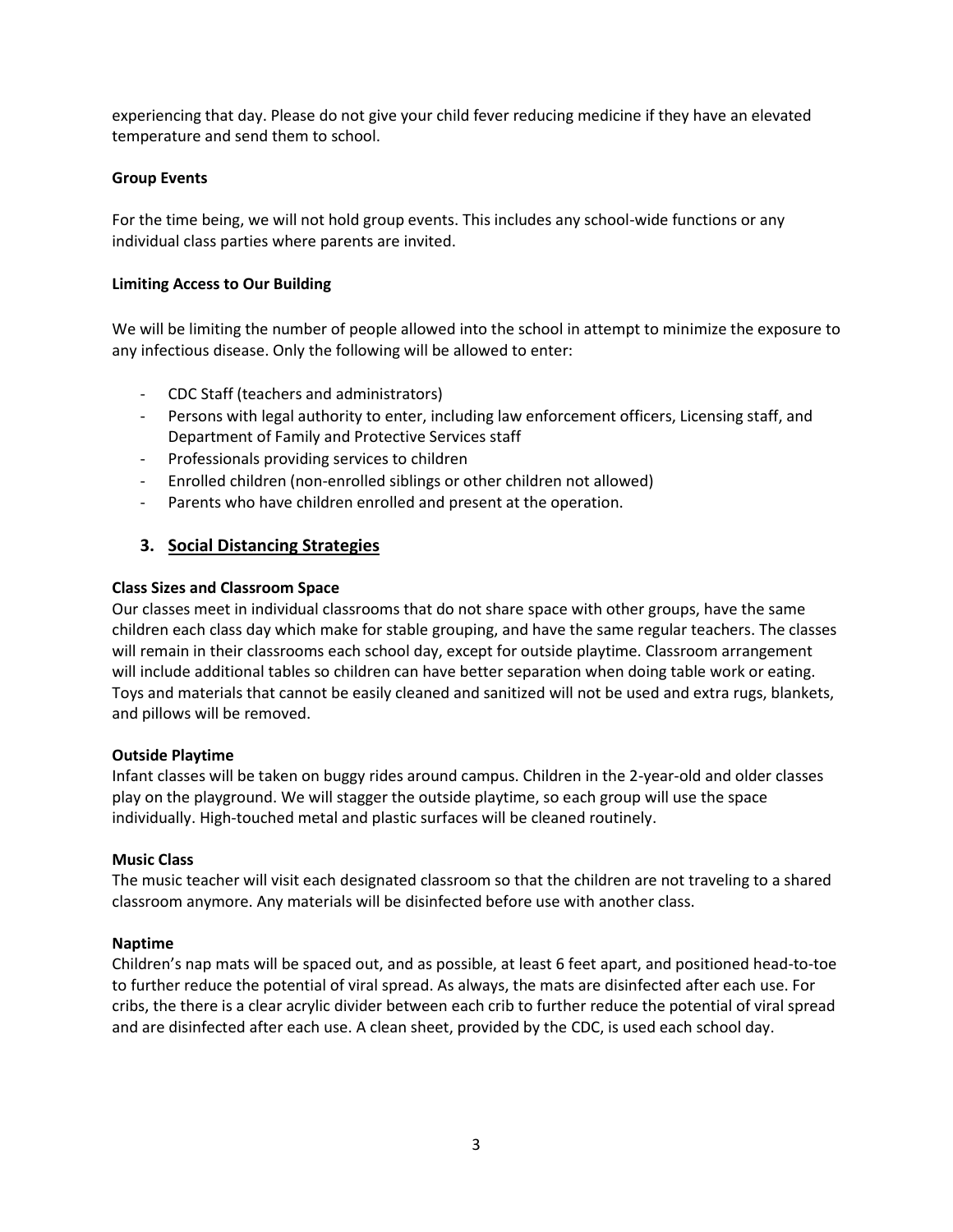experiencing that day. Please do not give your child fever reducing medicine if they have an elevated temperature and send them to school.

**Group Events**

For the time being, we will not hold group events. This includes any school-wide functions or any individual class parties where parents are invited.

**Limiting Access to Our Building**

We will be limiting the number of people allowed into the school in attempt to minimize the exposure to any infectious disease. Only the following will be allowed to enter:

- CDC Staff (teachers and administrators)
- Persons with legal authority to enter, including law enforcement officers, Licensing staff, and Department of Family and Protective Services staff
- Professionals providing services to children
- Enrolled children (non-enrolled siblings or other children not allowed)
- Parents who have children enrolled and present at the operation.

## 3. Social Distancing Strategies

**Class Sizes and Classroom Space**

Our classes meet in individual classrooms that do not share space with other groups, have the same children each class day which make for stable grouping, and have the same regular teachers. The classes will remain in their classrooms each school day, except for outside playtime. Classroom arrangement will include additional tables so children can have better separation when doing table work or eating. Toys and materials that cannot be easily cleaned and sanitized will not be used and extra rugs, blankets, and pillows will be removed.

**Outside Playtime**

Infant classes will be taken on buggy rides around campus. Children in the 2-year-old and older classes play on the playground. We will stagger the outside playtime, so each group will use the space individually. High-touched metal and plastic surfaces will be cleaned routinely.

**Music Class**

The music teacher will visit each designated classroom so that the children are not traveling to a shared classroom anymore. Any materials will be disinfected before use with another class.

**Naptime**

Children's nap mats will be spaced out, and as possible, at least 6 feet apart, and positioned head-to-toe to further reduce the potential of viral spread. As always, the mats are disinfected after each use. For cribs, the there is a clear acrylic divider between each crib to further reduce the potential of viral spread and are disinfected after each use. A clean sheet, provided by the CDC, is used each school day.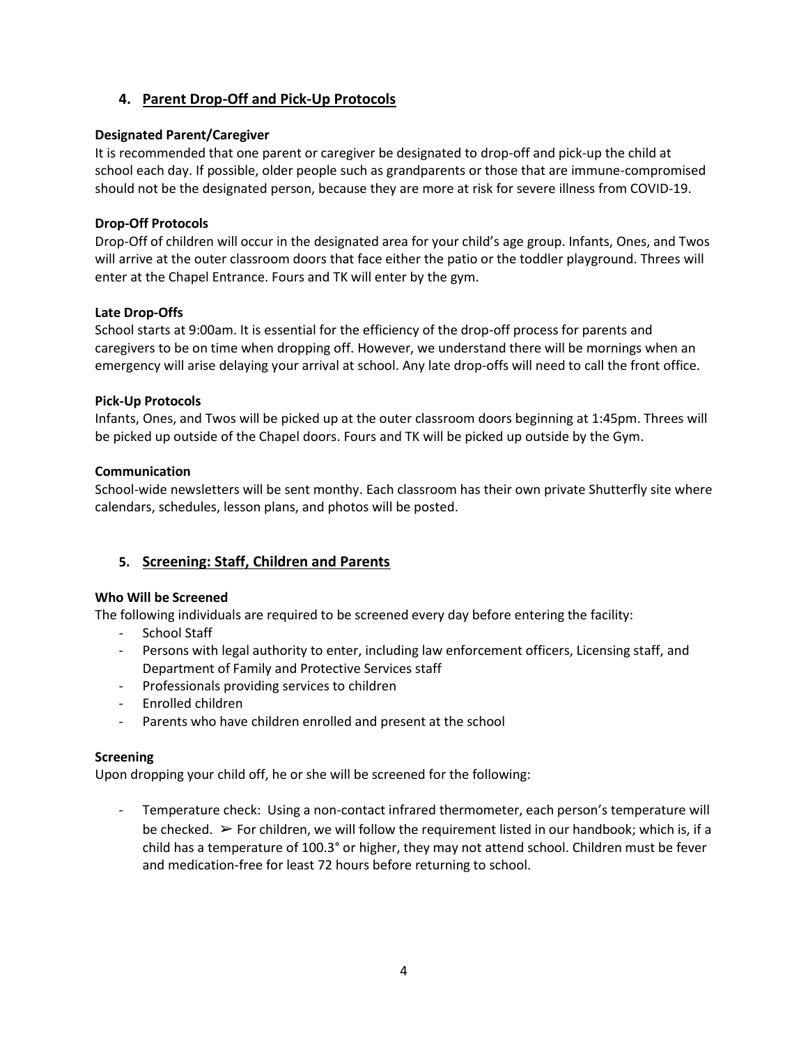## 4. Parent Drop-Off and Pick-Up Protocols

**Designated Parent/Caregiver**

It is recommended that one parent or caregiver be designated to drop-off and pick-up the child at school each day. If possible, older people such as grandparents or those that are immune-compromised should not be the designated person, because they are more at risk for severe illness from COVID-19.

**Drop-Off Protocols**

Drop-Off of children will occur in the designated area for your child's age group. Infants, Ones, and Twos will arrive at the outer classroom doors that face either the patio or the toddler playground. Threes will enter at the Chapel Entrance. Fours and TK will enter by the gym.

**Late Drop-Offs**

School starts at 9:00am. It is essential for the efficiency of the drop-off process for parents and caregivers to be on time when dropping off. However, we understand there will be mornings when an emergency will arise delaying your arrival at school. Any late drop-offs will need to call the front office.

**Pick-Up Protocols**

Infants, Ones, and Twos will be picked up at the outer classroom doors beginning at 1:45pm. Threes will be picked up outside of the Chapel doors. Fours and TK will be picked up outside by the Gym.

**Communication**

School-wide newsletters will be sent monthy. Each classroom has their own private Shutterfly site where calendars, schedules, lesson plans, and photos will be posted.

## 5. Screening: Staff, Children and Parents

**Who Will be Screened**

The following individuals are required to be screened every day before entering the facility:

- School Staff
- Persons with legal authority to enter, including law enforcement officers, Licensing staff, and Department of Family and Protective Services staff
- Professionals providing services to children
- Enrolled children
- Parents who have children enrolled and present at the school

**Screening**

Upon dropping your child off, he or she will be screened for the following:

- Temperature check: Using a non-contact infrared thermometer, each person's temperature will be checked. ➢ For children, we will follow the requirement listed in our handbook; which is, if a child has a temperature of 100.3° or higher, they may not attend school. Children must be fever and medication-free for least 72 hours before returning to school.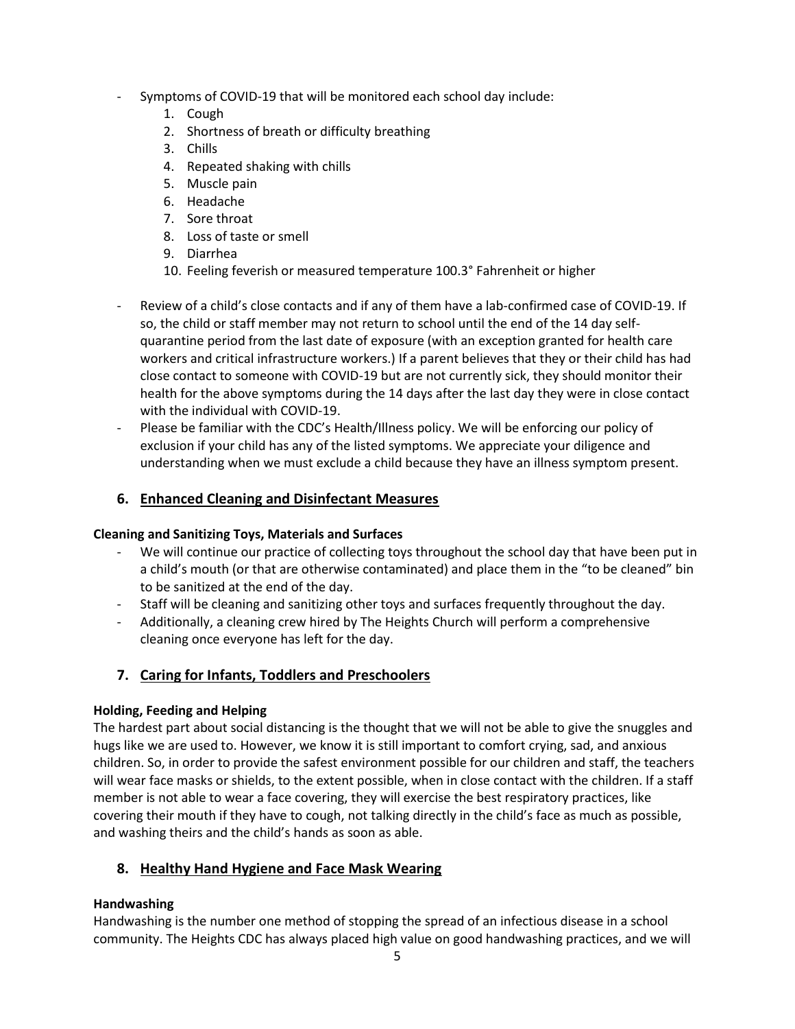- Symptoms of COVID-19 that will be monitored each school day include:
    1. Cough
    2. Shortness of breath or difficulty breathing
    3. Chills
    4. Repeated shaking with chills
    5. Muscle pain
    6. Headache
    7. Sore throat
    8. Loss of taste or smell
    9. Diarrhea
    10. Feeling feverish or measured temperature 100.3° Fahrenheit or higher
- Review of a child's close contacts and if any of them have a lab-confirmed case of COVID-19. If so, the child or staff member may not return to school until the end of the 14 day self-quarantine period from the last date of exposure (with an exception granted for health care workers and critical infrastructure workers.) If a parent believes that they or their child has had close contact to someone with COVID-19 but are not currently sick, they should monitor their health for the above symptoms during the 14 days after the last day they were in close contact with the individual with COVID-19.
- Please be familiar with the CDC's Health/Illness policy. We will be enforcing our policy of exclusion if your child has any of the listed symptoms. We appreciate your diligence and understanding when we must exclude a child because they have an illness symptom present.

## 6. Enhanced Cleaning and Disinfectant Measures

**Cleaning and Sanitizing Toys, Materials and Surfaces**

- We will continue our practice of collecting toys throughout the school day that have been put in a child's mouth (or that are otherwise contaminated) and place them in the "to be cleaned" bin to be sanitized at the end of the day.
- Staff will be cleaning and sanitizing other toys and surfaces frequently throughout the day.
- Additionally, a cleaning crew hired by The Heights Church will perform a comprehensive cleaning once everyone has left for the day.

## 7. Caring for Infants, Toddlers and Preschoolers

**Holding, Feeding and Helping**

The hardest part about social distancing is the thought that we will not be able to give the snuggles and hugs like we are used to. However, we know it is still important to comfort crying, sad, and anxious children. So, in order to provide the safest environment possible for our children and staff, the teachers will wear face masks or shields, to the extent possible, when in close contact with the children. If a staff member is not able to wear a face covering, they will exercise the best respiratory practices, like covering their mouth if they have to cough, not talking directly in the child's face as much as possible, and washing theirs and the child's hands as soon as able.

## 8. Healthy Hand Hygiene and Face Mask Wearing

**Handwashing**

Handwashing is the number one method of stopping the spread of an infectious disease in a school community. The Heights CDC has always placed high value on good handwashing practices, and we will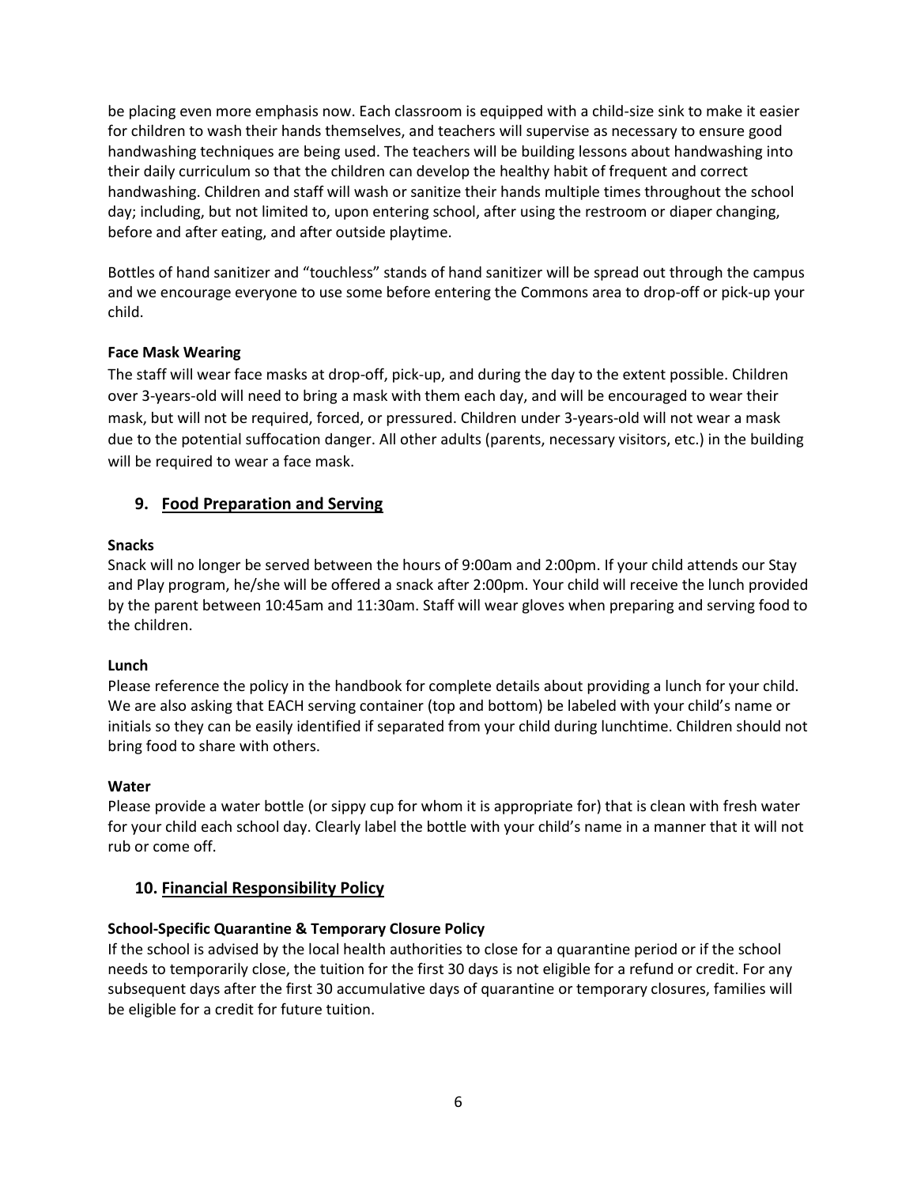be placing even more emphasis now. Each classroom is equipped with a child-size sink to make it easier for children to wash their hands themselves, and teachers will supervise as necessary to ensure good handwashing techniques are being used. The teachers will be building lessons about handwashing into their daily curriculum so that the children can develop the healthy habit of frequent and correct handwashing. Children and staff will wash or sanitize their hands multiple times throughout the school day; including, but not limited to, upon entering school, after using the restroom or diaper changing, before and after eating, and after outside playtime.

Bottles of hand sanitizer and "touchless" stands of hand sanitizer will be spread out through the campus and we encourage everyone to use some before entering the Commons area to drop-off or pick-up your child.

**Face Mask Wearing**

The staff will wear face masks at drop-off, pick-up, and during the day to the extent possible. Children over 3-years-old will need to bring a mask with them each day, and will be encouraged to wear their mask, but will not be required, forced, or pressured. Children under 3-years-old will not wear a mask due to the potential suffocation danger. All other adults (parents, necessary visitors, etc.) in the building will be required to wear a face mask.

## 9. Food Preparation and Serving

**Snacks**

Snack will no longer be served between the hours of 9:00am and 2:00pm. If your child attends our Stay and Play program, he/she will be offered a snack after 2:00pm. Your child will receive the lunch provided by the parent between 10:45am and 11:30am. Staff will wear gloves when preparing and serving food to the children.

**Lunch**

Please reference the policy in the handbook for complete details about providing a lunch for your child. We are also asking that EACH serving container (top and bottom) be labeled with your child's name or initials so they can be easily identified if separated from your child during lunchtime. Children should not bring food to share with others.

**Water**

Please provide a water bottle (or sippy cup for whom it is appropriate for) that is clean with fresh water for your child each school day. Clearly label the bottle with your child's name in a manner that it will not rub or come off.

## 10. Financial Responsibility Policy

**School-Specific Quarantine & Temporary Closure Policy**

If the school is advised by the local health authorities to close for a quarantine period or if the school needs to temporarily close, the tuition for the first 30 days is not eligible for a refund or credit. For any subsequent days after the first 30 accumulative days of quarantine or temporary closures, families will be eligible for a credit for future tuition.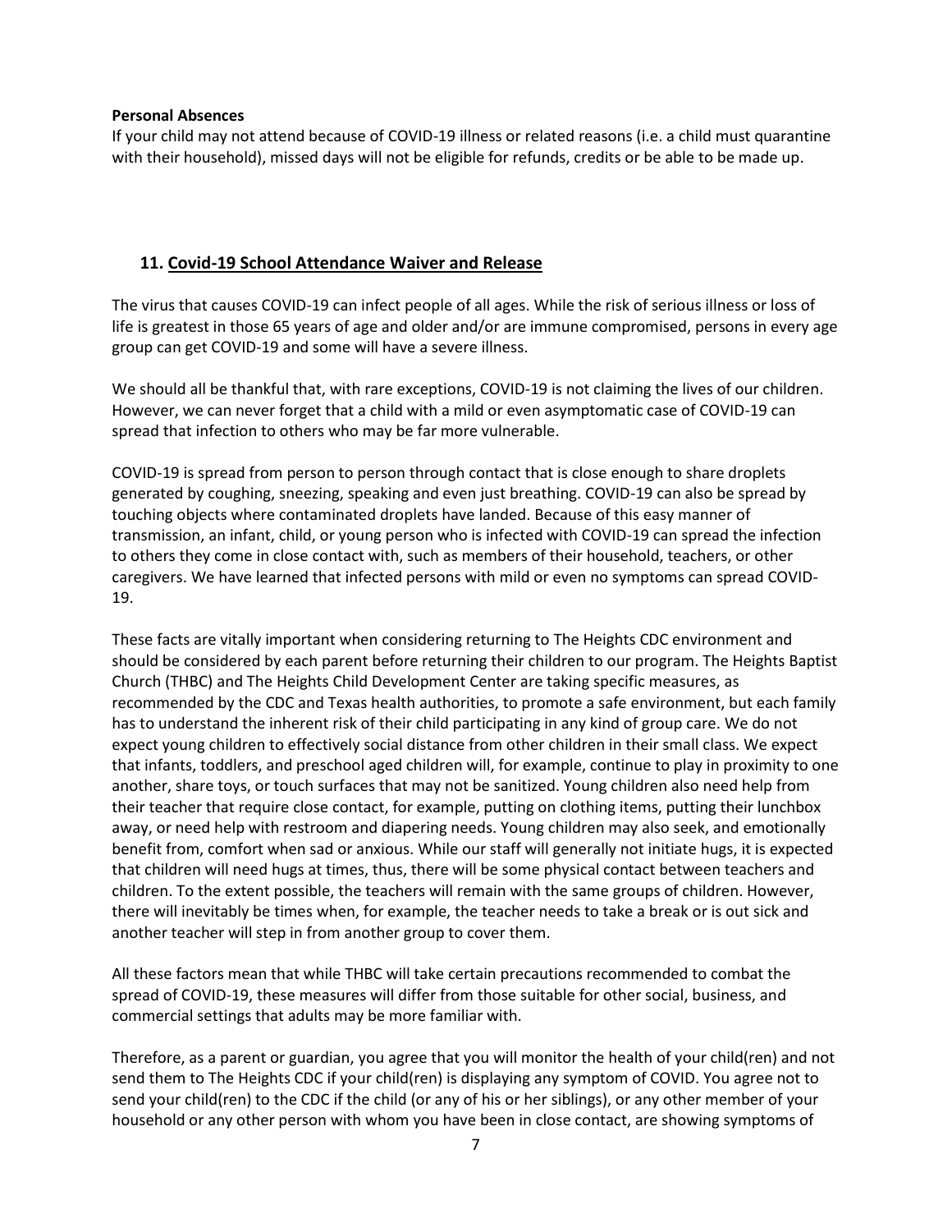**Personal Absences**

If your child may not attend because of COVID-19 illness or related reasons (i.e. a child must quarantine with their household), missed days will not be eligible for refunds, credits or be able to be made up.

## 11. Covid-19 School Attendance Waiver and Release

The virus that causes COVID-19 can infect people of all ages. While the risk of serious illness or loss of life is greatest in those 65 years of age and older and/or are immune compromised, persons in every age group can get COVID-19 and some will have a severe illness.

We should all be thankful that, with rare exceptions, COVID-19 is not claiming the lives of our children. However, we can never forget that a child with a mild or even asymptomatic case of COVID-19 can spread that infection to others who may be far more vulnerable.

COVID-19 is spread from person to person through contact that is close enough to share droplets generated by coughing, sneezing, speaking and even just breathing. COVID-19 can also be spread by touching objects where contaminated droplets have landed. Because of this easy manner of transmission, an infant, child, or young person who is infected with COVID-19 can spread the infection to others they come in close contact with, such as members of their household, teachers, or other caregivers. We have learned that infected persons with mild or even no symptoms can spread COVID-19.

These facts are vitally important when considering returning to The Heights CDC environment and should be considered by each parent before returning their children to our program. The Heights Baptist Church (THBC) and The Heights Child Development Center are taking specific measures, as recommended by the CDC and Texas health authorities, to promote a safe environment, but each family has to understand the inherent risk of their child participating in any kind of group care. We do not expect young children to effectively social distance from other children in their small class. We expect that infants, toddlers, and preschool aged children will, for example, continue to play in proximity to one another, share toys, or touch surfaces that may not be sanitized. Young children also need help from their teacher that require close contact, for example, putting on clothing items, putting their lunchbox away, or need help with restroom and diapering needs. Young children may also seek, and emotionally benefit from, comfort when sad or anxious. While our staff will generally not initiate hugs, it is expected that children will need hugs at times, thus, there will be some physical contact between teachers and children. To the extent possible, the teachers will remain with the same groups of children. However, there will inevitably be times when, for example, the teacher needs to take a break or is out sick and another teacher will step in from another group to cover them.

All these factors mean that while THBC will take certain precautions recommended to combat the spread of COVID-19, these measures will differ from those suitable for other social, business, and commercial settings that adults may be more familiar with.

Therefore, as a parent or guardian, you agree that you will monitor the health of your child(ren) and not send them to The Heights CDC if your child(ren) is displaying any symptom of COVID. You agree not to send your child(ren) to the CDC if the child (or any of his or her siblings), or any other member of your household or any other person with whom you have been in close contact, are showing symptoms of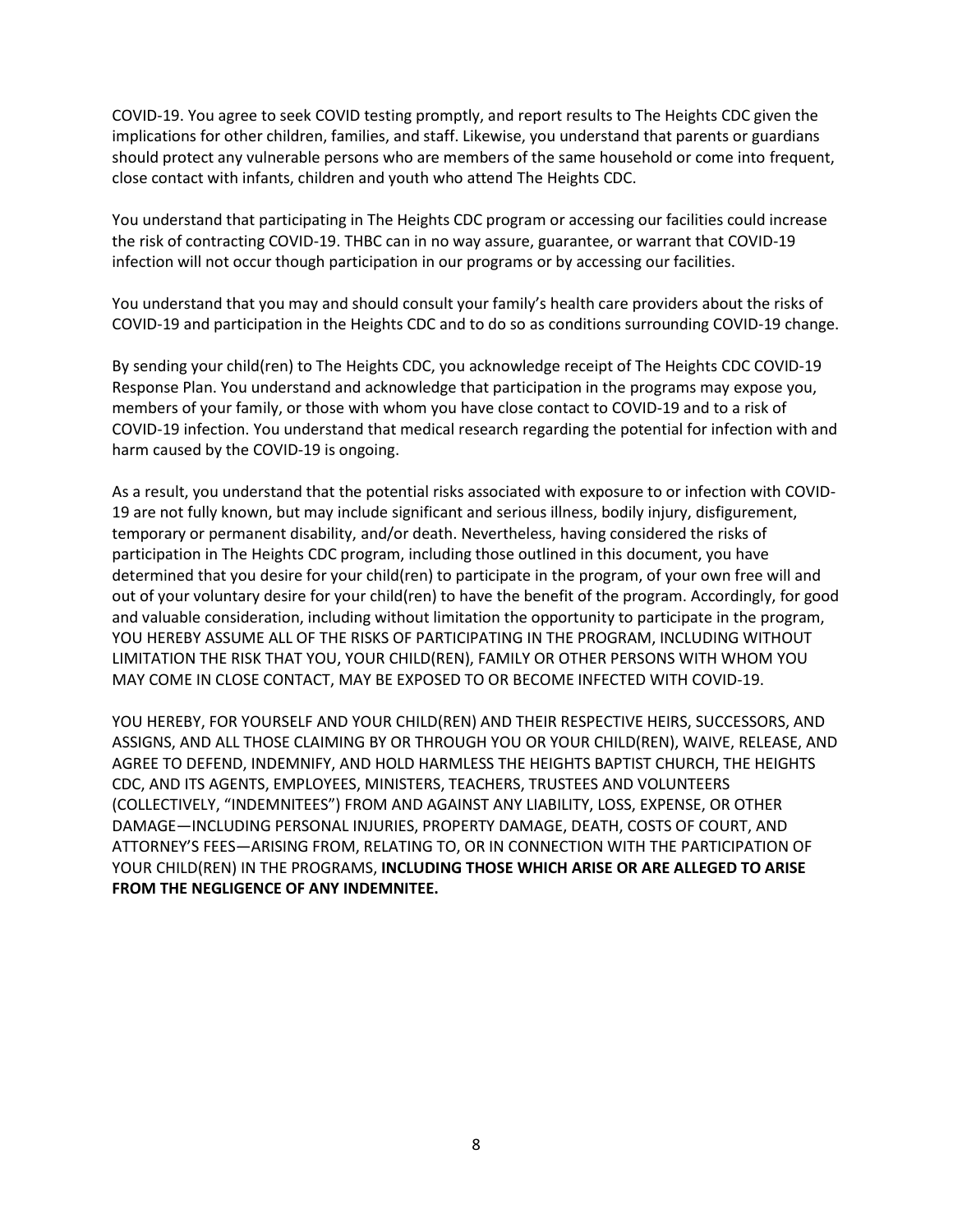COVID-19. You agree to seek COVID testing promptly, and report results to The Heights CDC given the implications for other children, families, and staff. Likewise, you understand that parents or guardians should protect any vulnerable persons who are members of the same household or come into frequent, close contact with infants, children and youth who attend The Heights CDC.

You understand that participating in The Heights CDC program or accessing our facilities could increase the risk of contracting COVID-19. THBC can in no way assure, guarantee, or warrant that COVID-19 infection will not occur though participation in our programs or by accessing our facilities.

You understand that you may and should consult your family's health care providers about the risks of COVID-19 and participation in the Heights CDC and to do so as conditions surrounding COVID-19 change.

By sending your child(ren) to The Heights CDC, you acknowledge receipt of The Heights CDC COVID-19 Response Plan. You understand and acknowledge that participation in the programs may expose you, members of your family, or those with whom you have close contact to COVID-19 and to a risk of COVID-19 infection. You understand that medical research regarding the potential for infection with and harm caused by the COVID-19 is ongoing.

As a result, you understand that the potential risks associated with exposure to or infection with COVID-19 are not fully known, but may include significant and serious illness, bodily injury, disfigurement, temporary or permanent disability, and/or death. Nevertheless, having considered the risks of participation in The Heights CDC program, including those outlined in this document, you have determined that you desire for your child(ren) to participate in the program, of your own free will and out of your voluntary desire for your child(ren) to have the benefit of the program. Accordingly, for good and valuable consideration, including without limitation the opportunity to participate in the program, YOU HEREBY ASSUME ALL OF THE RISKS OF PARTICIPATING IN THE PROGRAM, INCLUDING WITHOUT LIMITATION THE RISK THAT YOU, YOUR CHILD(REN), FAMILY OR OTHER PERSONS WITH WHOM YOU MAY COME IN CLOSE CONTACT, MAY BE EXPOSED TO OR BECOME INFECTED WITH COVID-19.

YOU HEREBY, FOR YOURSELF AND YOUR CHILD(REN) AND THEIR RESPECTIVE HEIRS, SUCCESSORS, AND ASSIGNS, AND ALL THOSE CLAIMING BY OR THROUGH YOU OR YOUR CHILD(REN), WAIVE, RELEASE, AND AGREE TO DEFEND, INDEMNIFY, AND HOLD HARMLESS THE HEIGHTS BAPTIST CHURCH, THE HEIGHTS CDC, AND ITS AGENTS, EMPLOYEES, MINISTERS, TEACHERS, TRUSTEES AND VOLUNTEERS (COLLECTIVELY, "INDEMNITEES") FROM AND AGAINST ANY LIABILITY, LOSS, EXPENSE, OR OTHER DAMAGE—INCLUDING PERSONAL INJURIES, PROPERTY DAMAGE, DEATH, COSTS OF COURT, AND ATTORNEY'S FEES—ARISING FROM, RELATING TO, OR IN CONNECTION WITH THE PARTICIPATION OF YOUR CHILD(REN) IN THE PROGRAMS, **INCLUDING THOSE WHICH ARISE OR ARE ALLEGED TO ARISE FROM THE NEGLIGENCE OF ANY INDEMNITEE.**